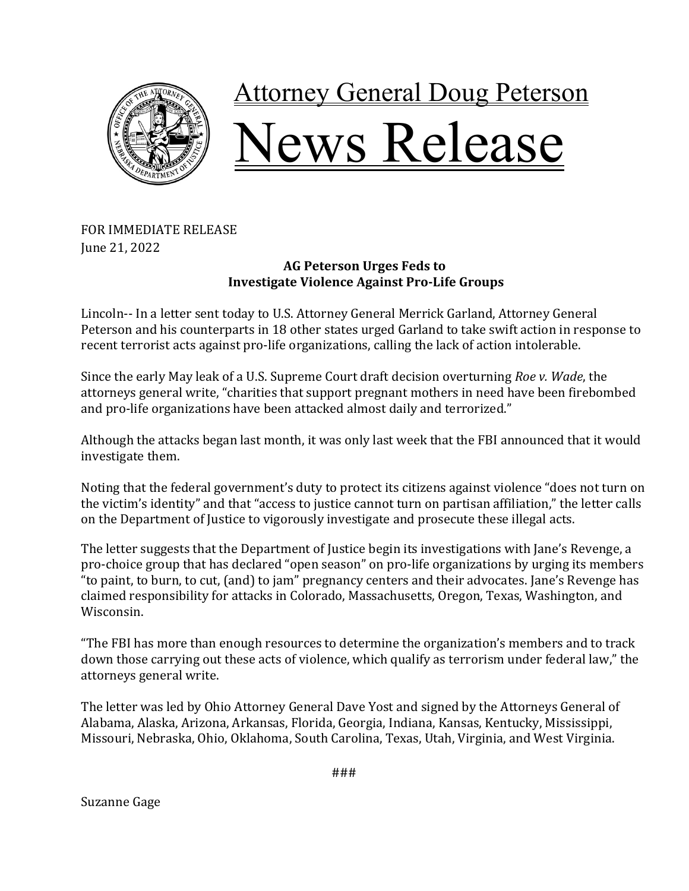# Attorney General Doug Peterson

# News Release

FOR IMMEDIATE RELEASE
June 21, 2022

**AG Peterson Urges Feds to Investigate Violence Against Pro-Life Groups**

Lincoln-- In a letter sent today to U.S. Attorney General Merrick Garland, Attorney General Peterson and his counterparts in 18 other states urged Garland to take swift action in response to recent terrorist acts against pro-life organizations, calling the lack of action intolerable.

Since the early May leak of a U.S. Supreme Court draft decision overturning *Roe v. Wade*, the attorneys general write, "charities that support pregnant mothers in need have been firebombed and pro-life organizations have been attacked almost daily and terrorized."

Although the attacks began last month, it was only last week that the FBI announced that it would investigate them.

Noting that the federal government's duty to protect its citizens against violence "does not turn on the victim's identity" and that "access to justice cannot turn on partisan affiliation," the letter calls on the Department of Justice to vigorously investigate and prosecute these illegal acts.

The letter suggests that the Department of Justice begin its investigations with Jane's Revenge, a pro-choice group that has declared "open season" on pro-life organizations by urging its members "to paint, to burn, to cut, (and) to jam" pregnancy centers and their advocates. Jane's Revenge has claimed responsibility for attacks in Colorado, Massachusetts, Oregon, Texas, Washington, and Wisconsin.

"The FBI has more than enough resources to determine the organization's members and to track down those carrying out these acts of violence, which qualify as terrorism under federal law," the attorneys general write.

The letter was led by Ohio Attorney General Dave Yost and signed by the Attorneys General of Alabama, Alaska, Arizona, Arkansas, Florida, Georgia, Indiana, Kansas, Kentucky, Mississippi, Missouri, Nebraska, Ohio, Oklahoma, South Carolina, Texas, Utah, Virginia, and West Virginia.

###

Suzanne Gage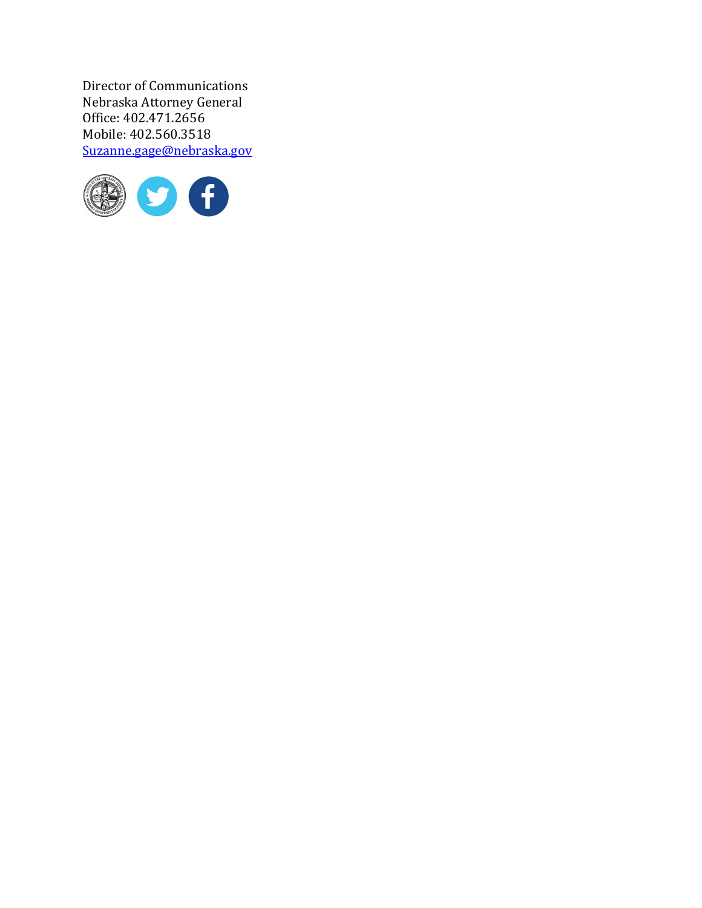Director of Communications
Nebraska Attorney General
Office: 402.471.2656
Mobile: 402.560.3518
Suzanne.gage@nebraska.gov